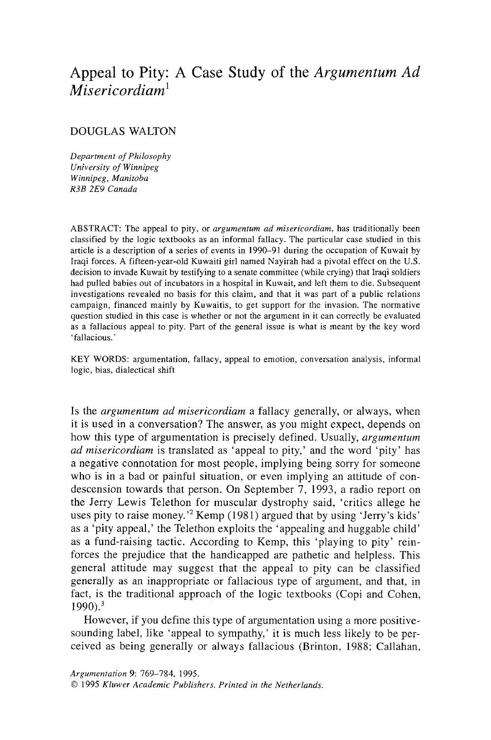# Appeal to Pity: A Case Study of the *Argumentum Ad Misericordiam*[1]

DOUGLAS WALTON

*Department of Philosophy*
*University of Winnipeg*
*Winnipeg, Manitoba*
*R3B 2E9 Canada*

ABSTRACT: The appeal to pity, or *argumentum ad misericordiam*, has traditionally been classified by the logic textbooks as an informal fallacy. The particular case studied in this article is a description of a series of events in 1990–91 during the occupation of Kuwait by Iraqi forces. A fifteen-year-old Kuwaiti girl named Nayirah had a pivotal effect on the U.S. decision to invade Kuwait by testifying to a senate committee (while crying) that Iraqi soldiers had pulled babies out of incubators in a hospital in Kuwait, and left them to die. Subsequent investigations revealed no basis for this claim, and that it was part of a public relations campaign, financed mainly by Kuwaitis, to get support for the invasion. The normative question studied in this case is whether or not the argument in it can correctly be evaluated as a fallacious appeal to pity. Part of the general issue is what is meant by the key word 'fallacious.'

KEY WORDS: argumentation, fallacy, appeal to emotion, conversation analysis, informal logic, bias, dialectical shift

Is the *argumentum ad misericordiam* a fallacy generally, or always, when it is used in a conversation? The answer, as you might expect, depends on how this type of argumentation is precisely defined. Usually, *argumentum ad misericordiam* is translated as 'appeal to pity,' and the word 'pity' has a negative connotation for most people, implying being sorry for someone who is in a bad or painful situation, or even implying an attitude of condescension towards that person. On September 7, 1993, a radio report on the Jerry Lewis Telethon for muscular dystrophy said, 'critics allege he uses pity to raise money.'[2] Kemp (1981) argued that by using 'Jerry's kids' as a 'pity appeal,' the Telethon exploits the 'appealing and huggable child' as a fund-raising tactic. According to Kemp, this 'playing to pity' reinforces the prejudice that the handicapped are pathetic and helpless. This general attitude may suggest that the appeal to pity can be classified generally as an inappropriate or fallacious type of argument, and that, in fact, is the traditional approach of the logic textbooks (Copi and Cohen, 1990).[3]

However, if you define this type of argumentation using a more positive-sounding label, like 'appeal to sympathy,' it is much less likely to be perceived as being generally or always fallacious (Brinton, 1988; Callahan,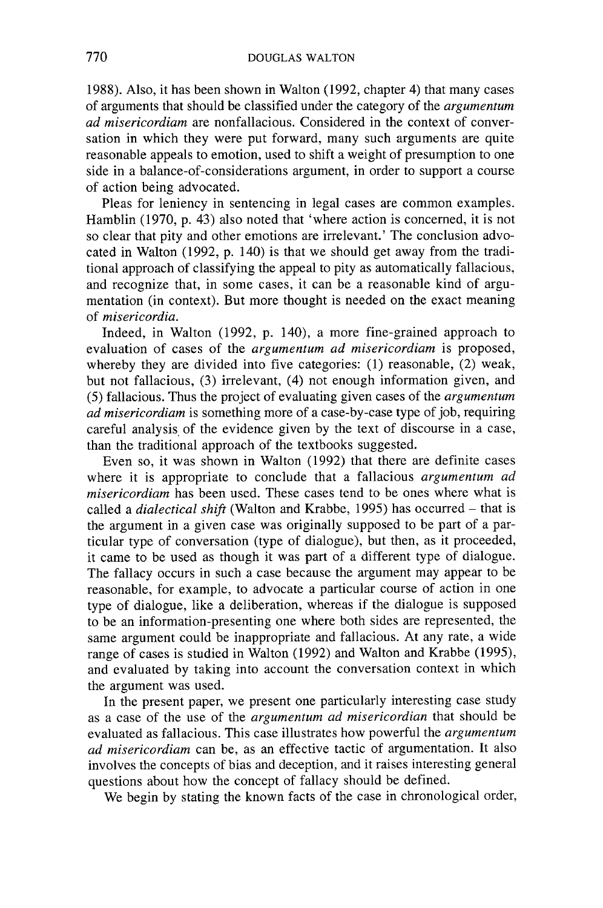1988). Also, it has been shown in Walton (1992, chapter 4) that many cases of arguments that should be classified under the category of the *argumentum ad misericordiam* are nonfallacious. Considered in the context of conversation in which they were put forward, many such arguments are quite reasonable appeals to emotion, used to shift a weight of presumption to one side in a balance-of-considerations argument, in order to support a course of action being advocated.

Pleas for leniency in sentencing in legal cases are common examples. Hamblin (1970, p. 43) also noted that 'where action is concerned, it is not so clear that pity and other emotions are irrelevant.' The conclusion advocated in Walton (1992, p. 140) is that we should get away from the traditional approach of classifying the appeal to pity as automatically fallacious, and recognize that, in some cases, it can be a reasonable kind of argumentation (in context). But more thought is needed on the exact meaning of *misericordia.*

Indeed, in Walton (1992, p. 140), a more fine-grained approach to evaluation of cases of the *argumentum ad misericordiam* is proposed, whereby they are divided into five categories: (1) reasonable, (2) weak, but not fallacious, (3) irrelevant, (4) not enough information given, and (5) fallacious. Thus the project of evaluating given cases of the *argumentum ad misericordiam* is something more of a case-by-case type of job, requiring careful analysis of the evidence given by the text of discourse in a case, than the traditional approach of the textbooks suggested.

Even so, it was shown in Walton (1992) that there are definite cases where it is appropriate to conclude that a fallacious *argumentum ad misericordiam* has been used. These cases tend to be ones where what is called a *dialectical shift* (Walton and Krabbe, 1995) has occurred – that is the argument in a given case was originally supposed to be part of a particular type of conversation (type of dialogue), but then, as it proceeded, it came to be used as though it was part of a different type of dialogue. The fallacy occurs in such a case because the argument may appear to be reasonable, for example, to advocate a particular course of action in one type of dialogue, like a deliberation, whereas if the dialogue is supposed to be an information-presenting one where both sides are represented, the same argument could be inappropriate and fallacious. At any rate, a wide range of cases is studied in Walton (1992) and Walton and Krabbe (1995), and evaluated by taking into account the conversation context in which the argument was used.

In the present paper, we present one particularly interesting case study as a case of the use of the *argumentum ad misericordian* that should be evaluated as fallacious. This case illustrates how powerful the *argumentum ad misericordiam* can be, as an effective tactic of argumentation. It also involves the concepts of bias and deception, and it raises interesting general questions about how the concept of fallacy should be defined.

We begin by stating the known facts of the case in chronological order,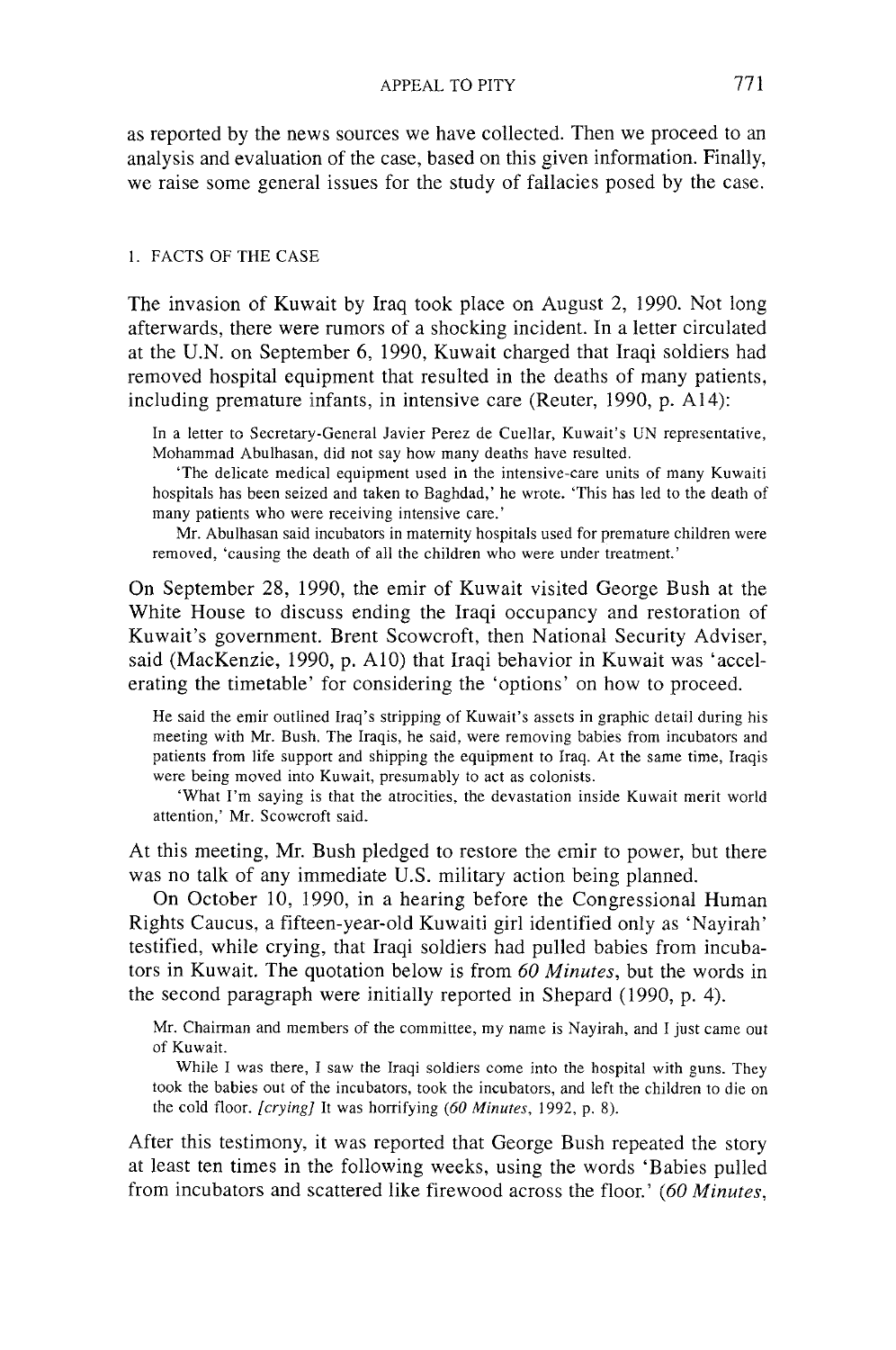as reported by the news sources we have collected. Then we proceed to an analysis and evaluation of the case, based on this given information. Finally, we raise some general issues for the study of fallacies posed by the case.

## 1. FACTS OF THE CASE

The invasion of Kuwait by Iraq took place on August 2, 1990. Not long afterwards, there were rumors of a shocking incident. In a letter circulated at the U.N. on September 6, 1990, Kuwait charged that Iraqi soldiers had removed hospital equipment that resulted in the deaths of many patients, including premature infants, in intensive care (Reuter, 1990, p. A14):

> In a letter to Secretary-General Javier Perez de Cuellar, Kuwait's UN representative, Mohammad Abulhasan, did not say how many deaths have resulted.
>
> 'The delicate medical equipment used in the intensive-care units of many Kuwaiti hospitals has been seized and taken to Baghdad,' he wrote. 'This has led to the death of many patients who were receiving intensive care.'
>
> Mr. Abulhasan said incubators in maternity hospitals used for premature children were removed, 'causing the death of all the children who were under treatment.'

On September 28, 1990, the emir of Kuwait visited George Bush at the White House to discuss ending the Iraqi occupancy and restoration of Kuwait's government. Brent Scowcroft, then National Security Adviser, said (MacKenzie, 1990, p. A10) that Iraqi behavior in Kuwait was 'accelerating the timetable' for considering the 'options' on how to proceed.

> He said the emir outlined Iraq's stripping of Kuwait's assets in graphic detail during his meeting with Mr. Bush. The Iraqis, he said, were removing babies from incubators and patients from life support and shipping the equipment to Iraq. At the same time, Iraqis were being moved into Kuwait, presumably to act as colonists.
>
> 'What I'm saying is that the atrocities, the devastation inside Kuwait merit world attention,' Mr. Scowcroft said.

At this meeting, Mr. Bush pledged to restore the emir to power, but there was no talk of any immediate U.S. military action being planned.

On October 10, 1990, in a hearing before the Congressional Human Rights Caucus, a fifteen-year-old Kuwaiti girl identified only as 'Nayirah' testified, while crying, that Iraqi soldiers had pulled babies from incubators in Kuwait. The quotation below is from *60 Minutes*, but the words in the second paragraph were initially reported in Shepard (1990, p. 4).

> Mr. Chairman and members of the committee, my name is Nayirah, and I just came out of Kuwait.
>
> While I was there, I saw the Iraqi soldiers come into the hospital with guns. They took the babies out of the incubators, took the incubators, and left the children to die on the cold floor. *[crying]* It was horrifying (*60 Minutes*, 1992, p. 8).

After this testimony, it was reported that George Bush repeated the story at least ten times in the following weeks, using the words 'Babies pulled from incubators and scattered like firewood across the floor.' (*60 Minutes*,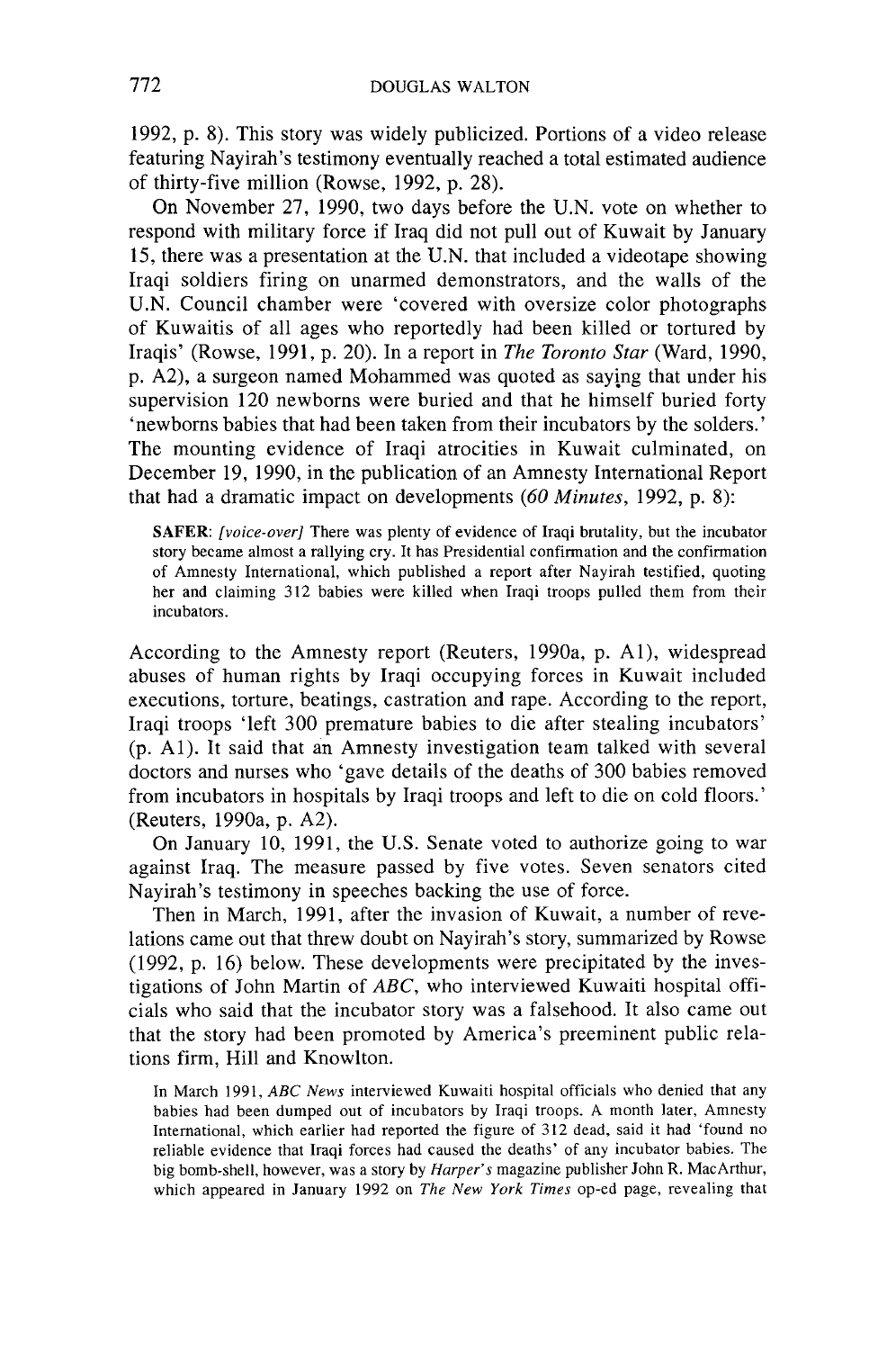1992, p. 8). This story was widely publicized. Portions of a video release featuring Nayirah's testimony eventually reached a total estimated audience of thirty-five million (Rowse, 1992, p. 28).

On November 27, 1990, two days before the U.N. vote on whether to respond with military force if Iraq did not pull out of Kuwait by January 15, there was a presentation at the U.N. that included a videotape showing Iraqi soldiers firing on unarmed demonstrators, and the walls of the U.N. Council chamber were 'covered with oversize color photographs of Kuwaitis of all ages who reportedly had been killed or tortured by Iraqis' (Rowse, 1991, p. 20). In a report in *The Toronto Star* (Ward, 1990, p. A2), a surgeon named Mohammed was quoted as saying that under his supervision 120 newborns were buried and that he himself buried forty 'newborns babies that had been taken from their incubators by the solders.' The mounting evidence of Iraqi atrocities in Kuwait culminated, on December 19, 1990, in the publication of an Amnesty International Report that had a dramatic impact on developments (*60 Minutes*, 1992, p. 8):

> **SAFER**: *[voice-over]* There was plenty of evidence of Iraqi brutality, but the incubator story became almost a rallying cry. It has Presidential confirmation and the confirmation of Amnesty International, which published a report after Nayirah testified, quoting her and claiming 312 babies were killed when Iraqi troops pulled them from their incubators.

According to the Amnesty report (Reuters, 1990a, p. A1), widespread abuses of human rights by Iraqi occupying forces in Kuwait included executions, torture, beatings, castration and rape. According to the report, Iraqi troops 'left 300 premature babies to die after stealing incubators' (p. A1). It said that an Amnesty investigation team talked with several doctors and nurses who 'gave details of the deaths of 300 babies removed from incubators in hospitals by Iraqi troops and left to die on cold floors.' (Reuters, 1990a, p. A2).

On January 10, 1991, the U.S. Senate voted to authorize going to war against Iraq. The measure passed by five votes. Seven senators cited Nayirah's testimony in speeches backing the use of force.

Then in March, 1991, after the invasion of Kuwait, a number of revelations came out that threw doubt on Nayirah's story, summarized by Rowse (1992, p. 16) below. These developments were precipitated by the investigations of John Martin of *ABC*, who interviewed Kuwaiti hospital officials who said that the incubator story was a falsehood. It also came out that the story had been promoted by America's preeminent public relations firm, Hill and Knowlton.

> In March 1991, *ABC News* interviewed Kuwaiti hospital officials who denied that any babies had been dumped out of incubators by Iraqi troops. A month later, Amnesty International, which earlier had reported the figure of 312 dead, said it had 'found no reliable evidence that Iraqi forces had caused the deaths' of any incubator babies. The big bomb-shell, however, was a story by *Harper's* magazine publisher John R. MacArthur, which appeared in January 1992 on *The New York Times* op-ed page, revealing that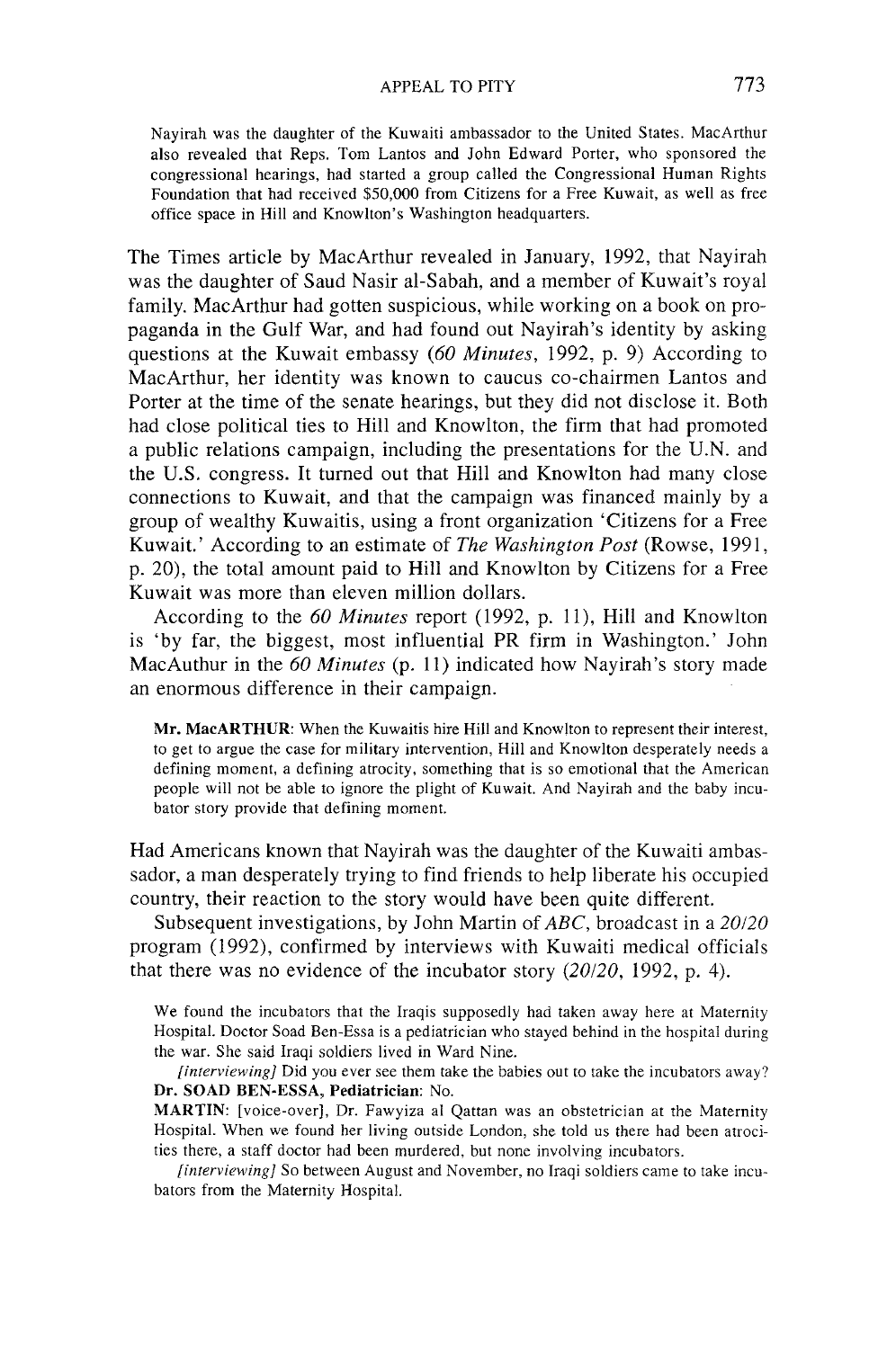Nayirah was the daughter of the Kuwaiti ambassador to the United States. MacArthur also revealed that Reps. Tom Lantos and John Edward Porter, who sponsored the congressional hearings, had started a group called the Congressional Human Rights Foundation that had received $50,000 from Citizens for a Free Kuwait, as well as free office space in Hill and Knowlton's Washington headquarters.

The Times article by MacArthur revealed in January, 1992, that Nayirah was the daughter of Saud Nasir al-Sabah, and a member of Kuwait's royal family. MacArthur had gotten suspicious, while working on a book on propaganda in the Gulf War, and had found out Nayirah's identity by asking questions at the Kuwait embassy (*60 Minutes*, 1992, p. 9) According to MacArthur, her identity was known to caucus co-chairmen Lantos and Porter at the time of the senate hearings, but they did not disclose it. Both had close political ties to Hill and Knowlton, the firm that had promoted a public relations campaign, including the presentations for the U.N. and the U.S. congress. It turned out that Hill and Knowlton had many close connections to Kuwait, and that the campaign was financed mainly by a group of wealthy Kuwaitis, using a front organization 'Citizens for a Free Kuwait.' According to an estimate of *The Washington Post* (Rowse, 1991, p. 20), the total amount paid to Hill and Knowlton by Citizens for a Free Kuwait was more than eleven million dollars.

According to the *60 Minutes* report (1992, p. 11), Hill and Knowlton is 'by far, the biggest, most influential PR firm in Washington.' John MacAuthur in the *60 Minutes* (p. 11) indicated how Nayirah's story made an enormous difference in their campaign.

> **Mr. MacARTHUR**: When the Kuwaitis hire Hill and Knowlton to represent their interest, to get to argue the case for military intervention, Hill and Knowlton desperately needs a defining moment, a defining atrocity, something that is so emotional that the American people will not be able to ignore the plight of Kuwait. And Nayirah and the baby incubator story provide that defining moment.

Had Americans known that Nayirah was the daughter of the Kuwaiti ambassador, a man desperately trying to find friends to help liberate his occupied country, their reaction to the story would have been quite different.

Subsequent investigations, by John Martin of *ABC*, broadcast in a *20/20* program (1992), confirmed by interviews with Kuwaiti medical officials that there was no evidence of the incubator story (*20/20*, 1992, p. 4).

> We found the incubators that the Iraqis supposedly had taken away here at Maternity Hospital. Doctor Soad Ben-Essa is a pediatrician who stayed behind in the hospital during the war. She said Iraqi soldiers lived in Ward Nine.
>
> *[interviewing]* Did you ever see them take the babies out to take the incubators away?
>
> **Dr. SOAD BEN-ESSA, Pediatrician**: No.
>
> **MARTIN**: [voice-over], Dr. Fawyiza al Qattan was an obstetrician at the Maternity Hospital. When we found her living outside London, she told us there had been atrocities there, a staff doctor had been murdered, but none involving incubators.
>
> *[interviewing]* So between August and November, no Iraqi soldiers came to take incubators from the Maternity Hospital.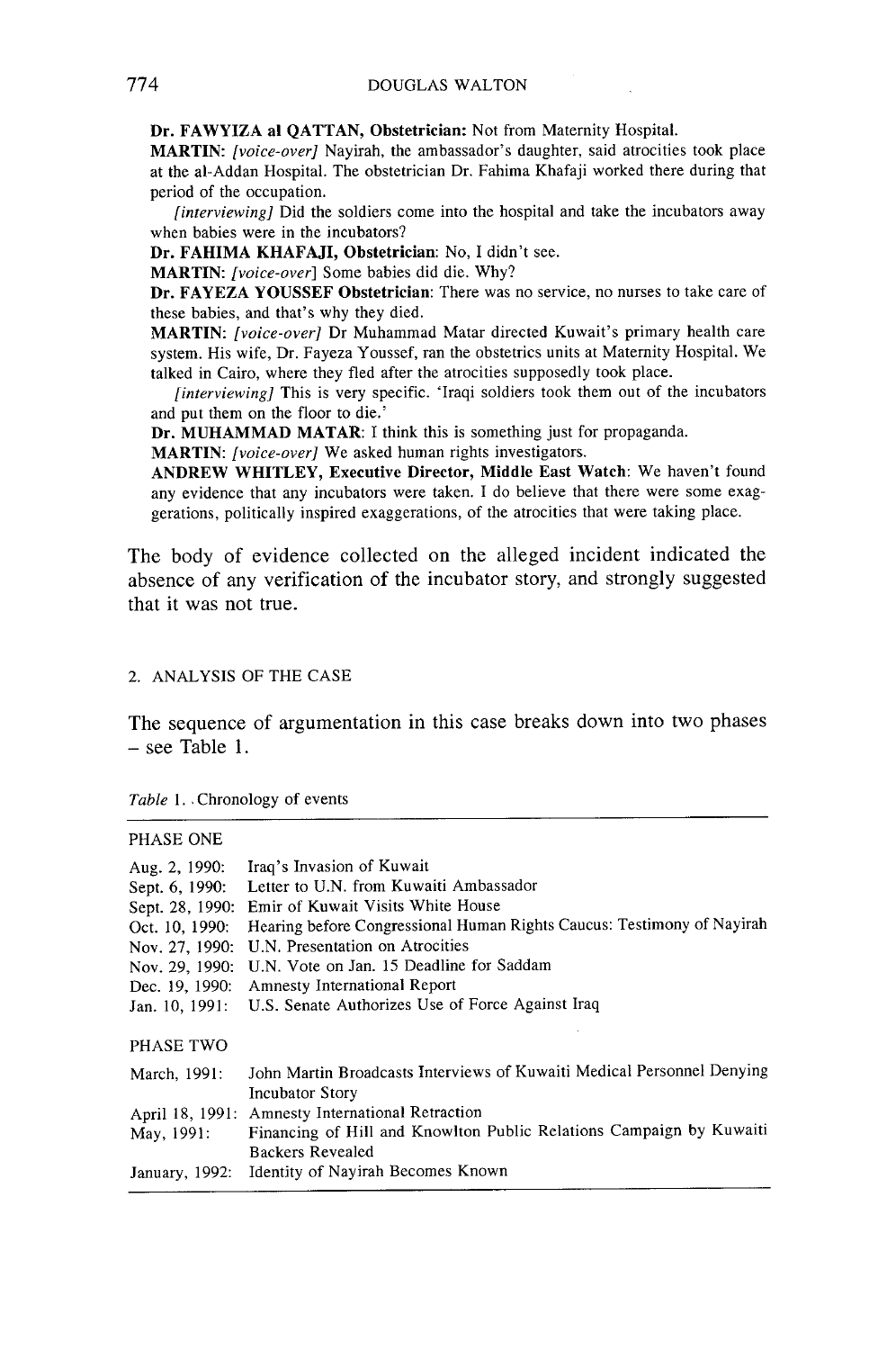**Dr. FAWYIZA al QATTAN, Obstetrician:** Not from Maternity Hospital.

**MARTIN:** *[voice-over]* Nayirah, the ambassador's daughter, said atrocities took place at the al-Addan Hospital. The obstetrician Dr. Fahima Khafaji worked there during that period of the occupation.

*[interviewing]* Did the soldiers come into the hospital and take the incubators away when babies were in the incubators?

**Dr. FAHIMA KHAFAJI, Obstetrician:** No, I didn't see.

**MARTIN:** *[voice-over]* Some babies did die. Why?

**Dr. FAYEZA YOUSSEF Obstetrician:** There was no service, no nurses to take care of these babies, and that's why they died.

**MARTIN:** *[voice-over]* Dr Muhammad Matar directed Kuwait's primary health care system. His wife, Dr. Fayeza Youssef, ran the obstetrics units at Maternity Hospital. We talked in Cairo, where they fled after the atrocities supposedly took place.

*[interviewing]* This is very specific. 'Iraqi soldiers took them out of the incubators and put them on the floor to die.'

**Dr. MUHAMMAD MATAR:** I think this is something just for propaganda.

**MARTIN:** *[voice-over]* We asked human rights investigators.

**ANDREW WHITLEY, Executive Director, Middle East Watch:** We haven't found any evidence that any incubators were taken. I do believe that there were some exaggerations, politically inspired exaggerations, of the atrocities that were taking place.

The body of evidence collected on the alleged incident indicated the absence of any verification of the incubator story, and strongly suggested that it was not true.

## 2. ANALYSIS OF THE CASE

The sequence of argumentation in this case breaks down into two phases – see Table 1.

*Table 1.* Chronology of events

| | |
|---|---|
| **PHASE ONE** | |
| Aug. 2, 1990: | Iraq's Invasion of Kuwait |
| Sept. 6, 1990: | Letter to U.N. from Kuwaiti Ambassador |
| Sept. 28, 1990: | Emir of Kuwait Visits White House |
| Oct. 10, 1990: | Hearing before Congressional Human Rights Caucus: Testimony of Nayirah |
| Nov. 27, 1990: | U.N. Presentation on Atrocities |
| Nov. 29, 1990: | U.N. Vote on Jan. 15 Deadline for Saddam |
| Dec. 19, 1990: | Amnesty International Report |
| Jan. 10, 1991: | U.S. Senate Authorizes Use of Force Against Iraq |
| **PHASE TWO** | |
| March, 1991: | John Martin Broadcasts Interviews of Kuwaiti Medical Personnel Denying Incubator Story |
| April 18, 1991: | Amnesty International Retraction |
| May, 1991: | Financing of Hill and Knowlton Public Relations Campaign by Kuwaiti Backers Revealed |
| January, 1992: | Identity of Nayirah Becomes Known |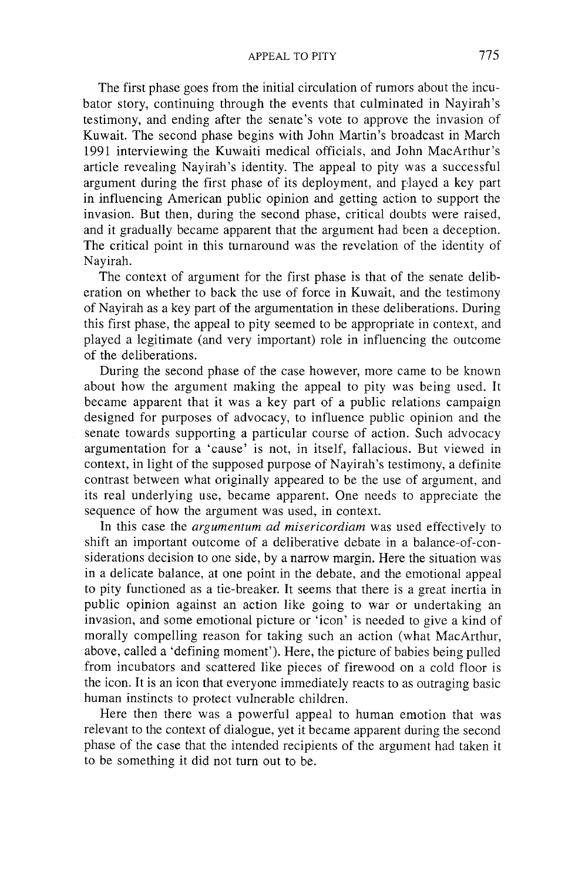The first phase goes from the initial circulation of rumors about the incubator story, continuing through the events that culminated in Nayirah's testimony, and ending after the senate's vote to approve the invasion of Kuwait. The second phase begins with John Martin's broadcast in March 1991 interviewing the Kuwaiti medical officials, and John MacArthur's article revealing Nayirah's identity. The appeal to pity was a successful argument during the first phase of its deployment, and played a key part in influencing American public opinion and getting action to support the invasion. But then, during the second phase, critical doubts were raised, and it gradually became apparent that the argument had been a deception. The critical point in this turnaround was the revelation of the identity of Nayirah.

The context of argument for the first phase is that of the senate deliberation on whether to back the use of force in Kuwait, and the testimony of Nayirah as a key part of the argumentation in these deliberations. During this first phase, the appeal to pity seemed to be appropriate in context, and played a legitimate (and very important) role in influencing the outcome of the deliberations.

During the second phase of the case however, more came to be known about how the argument making the appeal to pity was being used. It became apparent that it was a key part of a public relations campaign designed for purposes of advocacy, to influence public opinion and the senate towards supporting a particular course of action. Such advocacy argumentation for a 'cause' is not, in itself, fallacious. But viewed in context, in light of the supposed purpose of Nayirah's testimony, a definite contrast between what originally appeared to be the use of argument, and its real underlying use, became apparent. One needs to appreciate the sequence of how the argument was used, in context.

In this case the *argumentum ad misericordiam* was used effectively to shift an important outcome of a deliberative debate in a balance-of-considerations decision to one side, by a narrow margin. Here the situation was in a delicate balance, at one point in the debate, and the emotional appeal to pity functioned as a tie-breaker. It seems that there is a great inertia in public opinion against an action like going to war or undertaking an invasion, and some emotional picture or 'icon' is needed to give a kind of morally compelling reason for taking such an action (what MacArthur, above, called a 'defining moment'). Here, the picture of babies being pulled from incubators and scattered like pieces of firewood on a cold floor is the icon. It is an icon that everyone immediately reacts to as outraging basic human instincts to protect vulnerable children.

Here then there was a powerful appeal to human emotion that was relevant to the context of dialogue, yet it became apparent during the second phase of the case that the intended recipients of the argument had taken it to be something it did not turn out to be.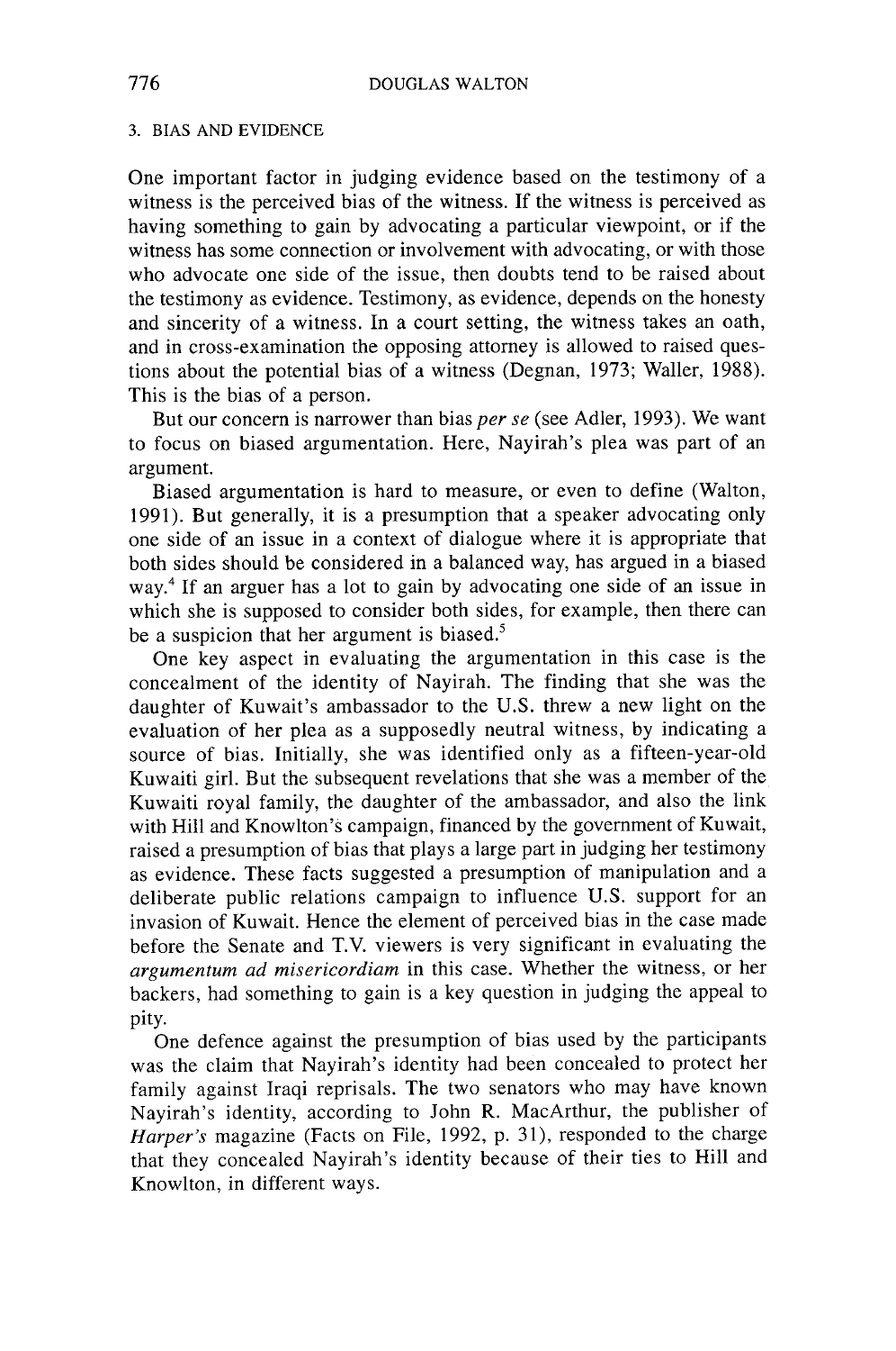### 3. BIAS AND EVIDENCE

One important factor in judging evidence based on the testimony of a witness is the perceived bias of the witness. If the witness is perceived as having something to gain by advocating a particular viewpoint, or if the witness has some connection or involvement with advocating, or with those who advocate one side of the issue, then doubts tend to be raised about the testimony as evidence. Testimony, as evidence, depends on the honesty and sincerity of a witness. In a court setting, the witness takes an oath, and in cross-examination the opposing attorney is allowed to raised questions about the potential bias of a witness (Degnan, 1973; Waller, 1988). This is the bias of a person.

But our concern is narrower than bias *per se* (see Adler, 1993). We want to focus on biased argumentation. Here, Nayirah's plea was part of an argument.

Biased argumentation is hard to measure, or even to define (Walton, 1991). But generally, it is a presumption that a speaker advocating only one side of an issue in a context of dialogue where it is appropriate that both sides should be considered in a balanced way, has argued in a biased way.[4] If an arguer has a lot to gain by advocating one side of an issue in which she is supposed to consider both sides, for example, then there can be a suspicion that her argument is biased.[5]

One key aspect in evaluating the argumentation in this case is the concealment of the identity of Nayirah. The finding that she was the daughter of Kuwait's ambassador to the U.S. threw a new light on the evaluation of her plea as a supposedly neutral witness, by indicating a source of bias. Initially, she was identified only as a fifteen-year-old Kuwaiti girl. But the subsequent revelations that she was a member of the Kuwaiti royal family, the daughter of the ambassador, and also the link with Hill and Knowlton's campaign, financed by the government of Kuwait, raised a presumption of bias that plays a large part in judging her testimony as evidence. These facts suggested a presumption of manipulation and a deliberate public relations campaign to influence U.S. support for an invasion of Kuwait. Hence the element of perceived bias in the case made before the Senate and T.V. viewers is very significant in evaluating the *argumentum ad misericordiam* in this case. Whether the witness, or her backers, had something to gain is a key question in judging the appeal to pity.

One defence against the presumption of bias used by the participants was the claim that Nayirah's identity had been concealed to protect her family against Iraqi reprisals. The two senators who may have known Nayirah's identity, according to John R. MacArthur, the publisher of *Harper's* magazine (Facts on File, 1992, p. 31), responded to the charge that they concealed Nayirah's identity because of their ties to Hill and Knowlton, in different ways.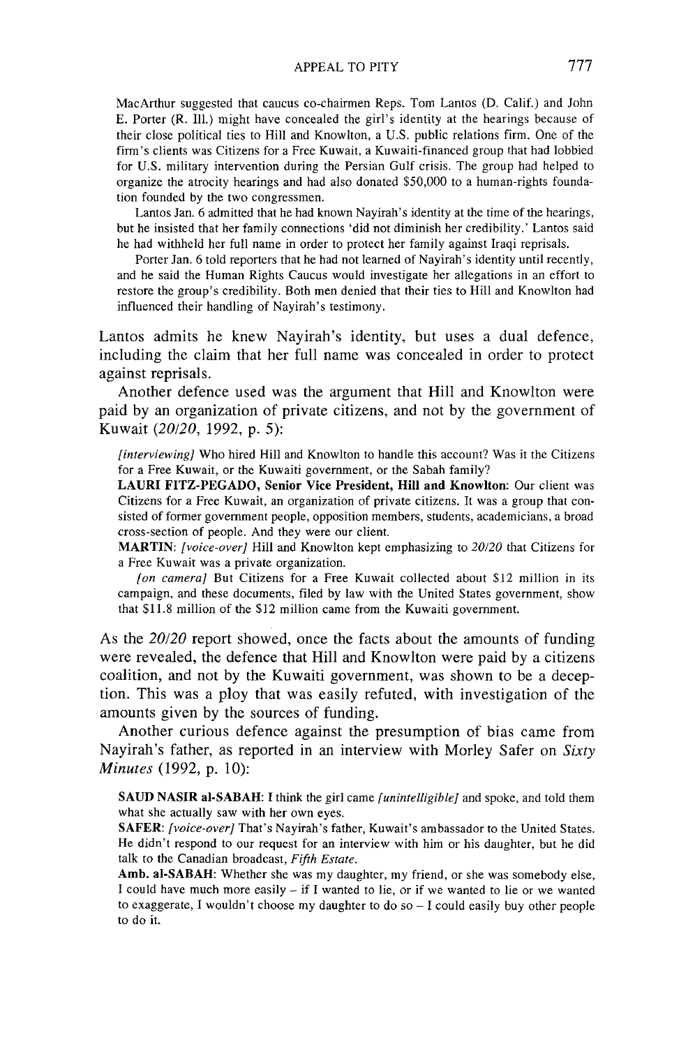MacArthur suggested that caucus co-chairmen Reps. Tom Lantos (D. Calif.) and John E. Porter (R. Ill.) might have concealed the girl's identity at the hearings because of their close political ties to Hill and Knowlton, a U.S. public relations firm. One of the firm's clients was Citizens for a Free Kuwait, a Kuwaiti-financed group that had lobbied for U.S. military intervention during the Persian Gulf crisis. The group had helped to organize the atrocity hearings and had also donated $50,000 to a human-rights foundation founded by the two congressmen.

> Lantos Jan. 6 admitted that he had known Nayirah's identity at the time of the hearings, but he insisted that her family connections 'did not diminish her credibility.' Lantos said he had withheld her full name in order to protect her family against Iraqi reprisals.
>
> Porter Jan. 6 told reporters that he had not learned of Nayirah's identity until recently, and he said the Human Rights Caucus would investigate her allegations in an effort to restore the group's credibility. Both men denied that their ties to Hill and Knowlton had influenced their handling of Nayirah's testimony.

Lantos admits he knew Nayirah's identity, but uses a dual defence, including the claim that her full name was concealed in order to protect against reprisals.

Another defence used was the argument that Hill and Knowlton were paid by an organization of private citizens, and not by the government of Kuwait (*20/20*, 1992, p. 5):

> *[interviewing]* Who hired Hill and Knowlton to handle this account? Was it the Citizens for a Free Kuwait, or the Kuwaiti government, or the Sabah family?
>
> **LAURI FITZ-PEGADO, Senior Vice President, Hill and Knowlton:** Our client was Citizens for a Free Kuwait, an organization of private citizens. It was a group that consisted of former government people, opposition members, students, academicians, a broad cross-section of people. And they were our client.
>
> **MARTIN:** *[voice-over]* Hill and Knowlton kept emphasizing to *20/20* that Citizens for a Free Kuwait was a private organization.
>
> *[on camera]* But Citizens for a Free Kuwait collected about $12 million in its campaign, and these documents, filed by law with the United States government, show that $11.8 million of the $12 million came from the Kuwaiti government.

As the *20/20* report showed, once the facts about the amounts of funding were revealed, the defence that Hill and Knowlton were paid by a citizens coalition, and not by the Kuwaiti government, was shown to be a deception. This was a ploy that was easily refuted, with investigation of the amounts given by the sources of funding.

Another curious defence against the presumption of bias came from Nayirah's father, as reported in an interview with Morley Safer on *Sixty Minutes* (1992, p. 10):

> **SAUD NASIR al-SABAH:** I think the girl came *[unintelligible]* and spoke, and told them what she actually saw with her own eyes.
>
> **SAFER:** *[voice-over]* That's Nayirah's father, Kuwait's ambassador to the United States. He didn't respond to our request for an interview with him or his daughter, but he did talk to the Canadian broadcast, *Fifth Estate*.
>
> **Amb. al-SABAH:** Whether she was my daughter, my friend, or she was somebody else, I could have much more easily – if I wanted to lie, or if we wanted to lie or we wanted to exaggerate, I wouldn't choose my daughter to do so – I could easily buy other people to do it.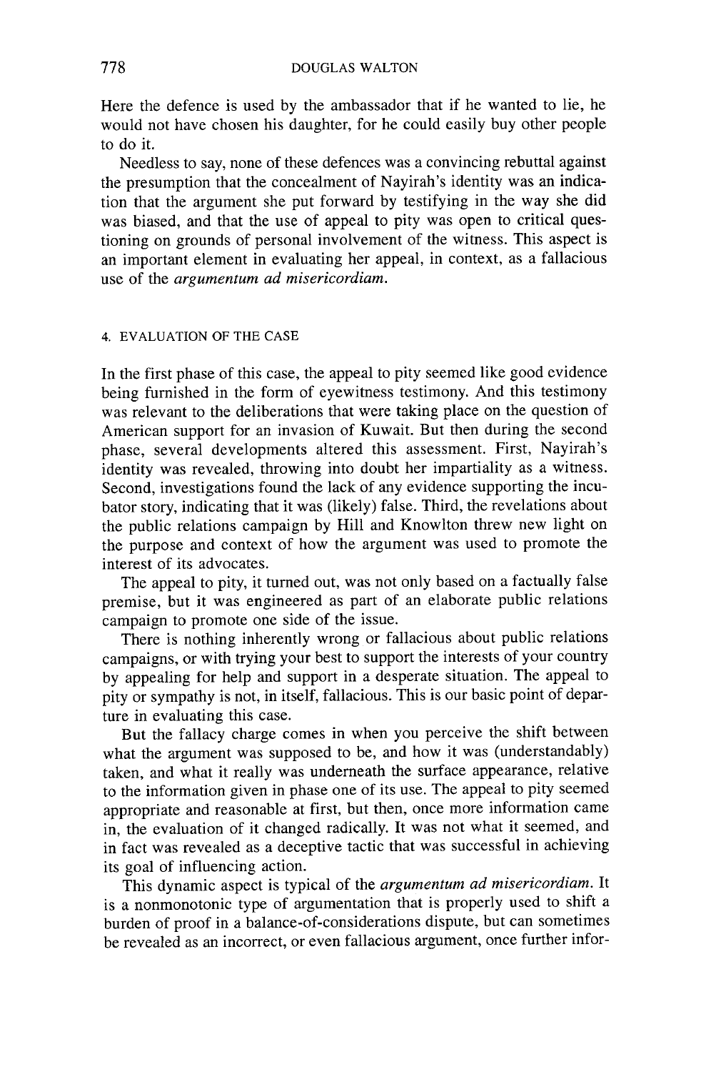Here the defence is used by the ambassador that if he wanted to lie, he would not have chosen his daughter, for he could easily buy other people to do it.

Needless to say, none of these defences was a convincing rebuttal against the presumption that the concealment of Nayirah's identity was an indication that the argument she put forward by testifying in the way she did was biased, and that the use of appeal to pity was open to critical questioning on grounds of personal involvement of the witness. This aspect is an important element in evaluating her appeal, in context, as a fallacious use of the *argumentum ad misericordiam*.

## 4. EVALUATION OF THE CASE

In the first phase of this case, the appeal to pity seemed like good evidence being furnished in the form of eyewitness testimony. And this testimony was relevant to the deliberations that were taking place on the question of American support for an invasion of Kuwait. But then during the second phase, several developments altered this assessment. First, Nayirah's identity was revealed, throwing into doubt her impartiality as a witness. Second, investigations found the lack of any evidence supporting the incubator story, indicating that it was (likely) false. Third, the revelations about the public relations campaign by Hill and Knowlton threw new light on the purpose and context of how the argument was used to promote the interest of its advocates.

The appeal to pity, it turned out, was not only based on a factually false premise, but it was engineered as part of an elaborate public relations campaign to promote one side of the issue.

There is nothing inherently wrong or fallacious about public relations campaigns, or with trying your best to support the interests of your country by appealing for help and support in a desperate situation. The appeal to pity or sympathy is not, in itself, fallacious. This is our basic point of departure in evaluating this case.

But the fallacy charge comes in when you perceive the shift between what the argument was supposed to be, and how it was (understandably) taken, and what it really was underneath the surface appearance, relative to the information given in phase one of its use. The appeal to pity seemed appropriate and reasonable at first, but then, once more information came in, the evaluation of it changed radically. It was not what it seemed, and in fact was revealed as a deceptive tactic that was successful in achieving its goal of influencing action.

This dynamic aspect is typical of the *argumentum ad misericordiam*. It is a nonmonotonic type of argumentation that is properly used to shift a burden of proof in a balance-of-considerations dispute, but can sometimes be revealed as an incorrect, or even fallacious argument, once further infor-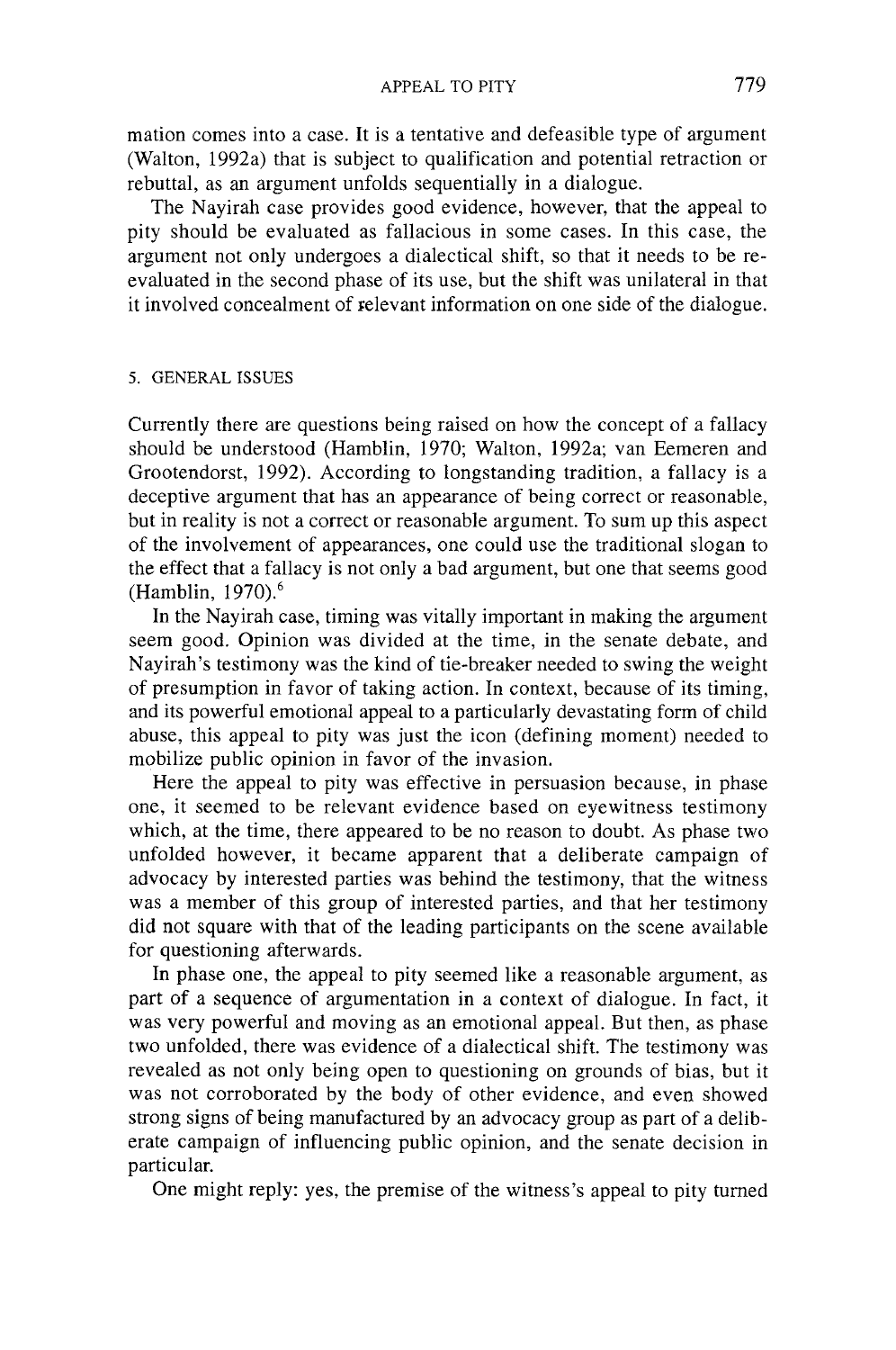mation comes into a case. It is a tentative and defeasible type of argument (Walton, 1992a) that is subject to qualification and potential retraction or rebuttal, as an argument unfolds sequentially in a dialogue.

The Nayirah case provides good evidence, however, that the appeal to pity should be evaluated as fallacious in some cases. In this case, the argument not only undergoes a dialectical shift, so that it needs to be re-evaluated in the second phase of its use, but the shift was unilateral in that it involved concealment of relevant information on one side of the dialogue.

## 5. GENERAL ISSUES

Currently there are questions being raised on how the concept of a fallacy should be understood (Hamblin, 1970; Walton, 1992a; van Eemeren and Grootendorst, 1992). According to longstanding tradition, a fallacy is a deceptive argument that has an appearance of being correct or reasonable, but in reality is not a correct or reasonable argument. To sum up this aspect of the involvement of appearances, one could use the traditional slogan to the effect that a fallacy is not only a bad argument, but one that seems good (Hamblin, 1970).[6]

In the Nayirah case, timing was vitally important in making the argument seem good. Opinion was divided at the time, in the senate debate, and Nayirah's testimony was the kind of tie-breaker needed to swing the weight of presumption in favor of taking action. In context, because of its timing, and its powerful emotional appeal to a particularly devastating form of child abuse, this appeal to pity was just the icon (defining moment) needed to mobilize public opinion in favor of the invasion.

Here the appeal to pity was effective in persuasion because, in phase one, it seemed to be relevant evidence based on eyewitness testimony which, at the time, there appeared to be no reason to doubt. As phase two unfolded however, it became apparent that a deliberate campaign of advocacy by interested parties was behind the testimony, that the witness was a member of this group of interested parties, and that her testimony did not square with that of the leading participants on the scene available for questioning afterwards.

In phase one, the appeal to pity seemed like a reasonable argument, as part of a sequence of argumentation in a context of dialogue. In fact, it was very powerful and moving as an emotional appeal. But then, as phase two unfolded, there was evidence of a dialectical shift. The testimony was revealed as not only being open to questioning on grounds of bias, but it was not corroborated by the body of other evidence, and even showed strong signs of being manufactured by an advocacy group as part of a deliberate campaign of influencing public opinion, and the senate decision in particular.

One might reply: yes, the premise of the witness's appeal to pity turned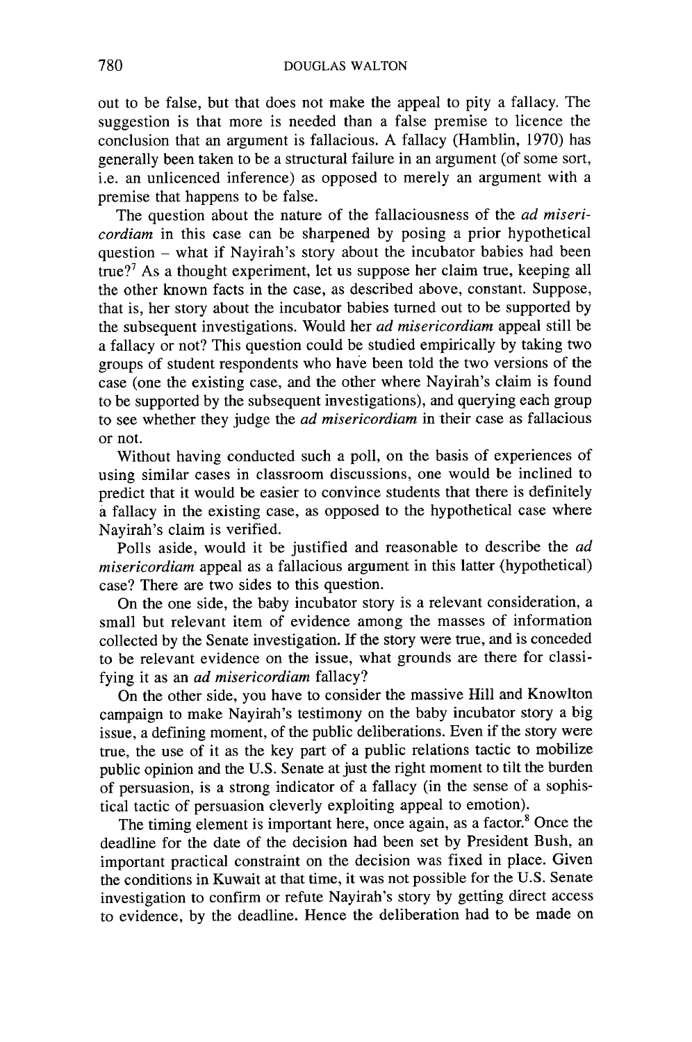out to be false, but that does not make the appeal to pity a fallacy. The suggestion is that more is needed than a false premise to licence the conclusion that an argument is fallacious. A fallacy (Hamblin, 1970) has generally been taken to be a structural failure in an argument (of some sort, i.e. an unlicenced inference) as opposed to merely an argument with a premise that happens to be false.

The question about the nature of the fallaciousness of the *ad misericordiam* in this case can be sharpened by posing a prior hypothetical question – what if Nayirah's story about the incubator babies had been true?[7] As a thought experiment, let us suppose her claim true, keeping all the other known facts in the case, as described above, constant. Suppose, that is, her story about the incubator babies turned out to be supported by the subsequent investigations. Would her *ad misericordiam* appeal still be a fallacy or not? This question could be studied empirically by taking two groups of student respondents who have been told the two versions of the case (one the existing case, and the other where Nayirah's claim is found to be supported by the subsequent investigations), and querying each group to see whether they judge the *ad misericordiam* in their case as fallacious or not.

Without having conducted such a poll, on the basis of experiences of using similar cases in classroom discussions, one would be inclined to predict that it would be easier to convince students that there is definitely a fallacy in the existing case, as opposed to the hypothetical case where Nayirah's claim is verified.

Polls aside, would it be justified and reasonable to describe the *ad misericordiam* appeal as a fallacious argument in this latter (hypothetical) case? There are two sides to this question.

On the one side, the baby incubator story is a relevant consideration, a small but relevant item of evidence among the masses of information collected by the Senate investigation. If the story were true, and is conceded to be relevant evidence on the issue, what grounds are there for classifying it as an *ad misericordiam* fallacy?

On the other side, you have to consider the massive Hill and Knowlton campaign to make Nayirah's testimony on the baby incubator story a big issue, a defining moment, of the public deliberations. Even if the story were true, the use of it as the key part of a public relations tactic to mobilize public opinion and the U.S. Senate at just the right moment to tilt the burden of persuasion, is a strong indicator of a fallacy (in the sense of a sophistical tactic of persuasion cleverly exploiting appeal to emotion).

The timing element is important here, once again, as a factor.[8] Once the deadline for the date of the decision had been set by President Bush, an important practical constraint on the decision was fixed in place. Given the conditions in Kuwait at that time, it was not possible for the U.S. Senate investigation to confirm or refute Nayirah's story by getting direct access to evidence, by the deadline. Hence the deliberation had to be made on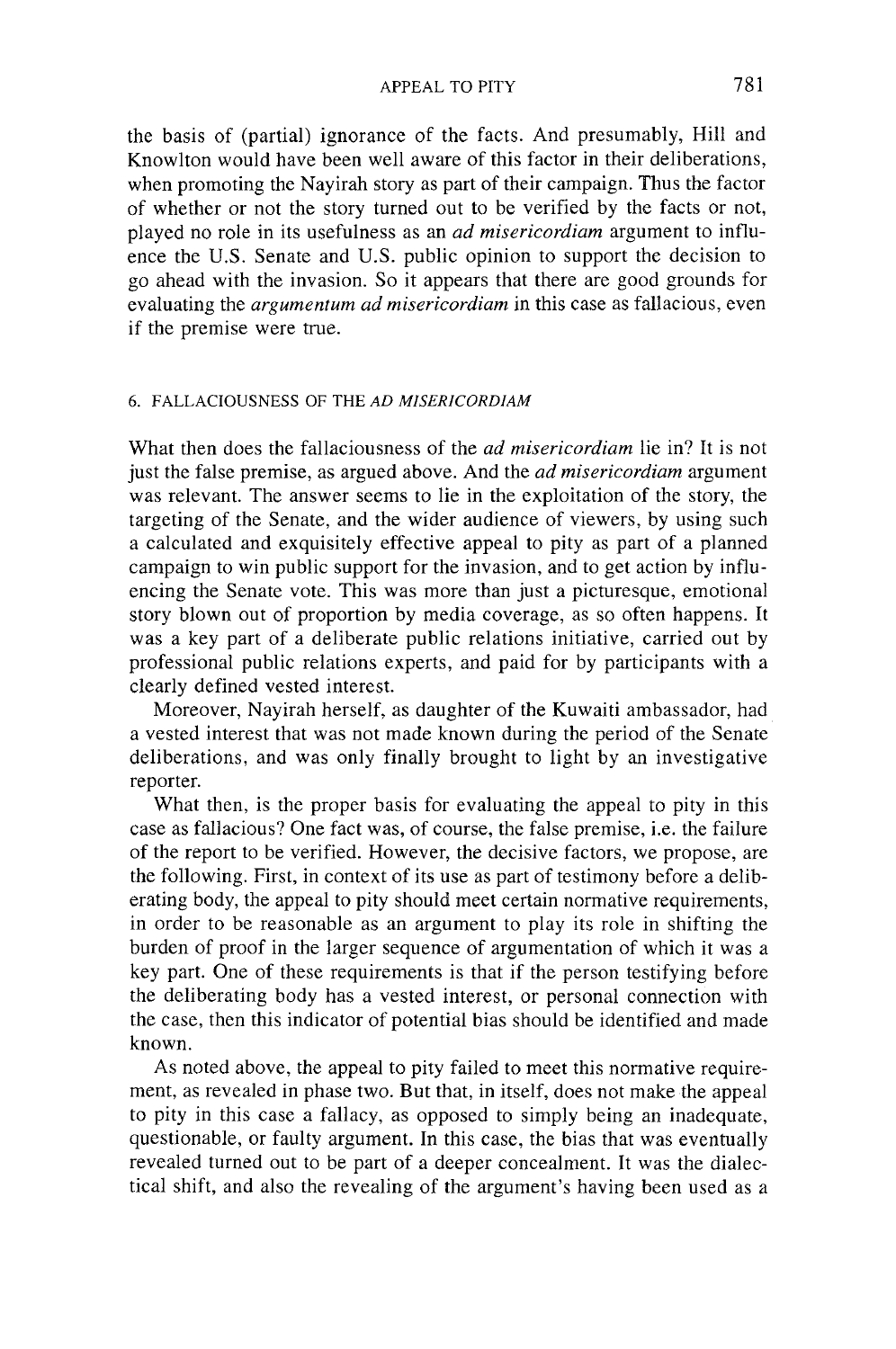the basis of (partial) ignorance of the facts. And presumably, Hill and Knowlton would have been well aware of this factor in their deliberations, when promoting the Nayirah story as part of their campaign. Thus the factor of whether or not the story turned out to be verified by the facts or not, played no role in its usefulness as an *ad misericordiam* argument to influence the U.S. Senate and U.S. public opinion to support the decision to go ahead with the invasion. So it appears that there are good grounds for evaluating the *argumentum ad misericordiam* in this case as fallacious, even if the premise were true.

## 6. FALLACIOUSNESS OF THE *AD MISERICORDIAM*

What then does the fallaciousness of the *ad misericordiam* lie in? It is not just the false premise, as argued above. And the *ad misericordiam* argument was relevant. The answer seems to lie in the exploitation of the story, the targeting of the Senate, and the wider audience of viewers, by using such a calculated and exquisitely effective appeal to pity as part of a planned campaign to win public support for the invasion, and to get action by influencing the Senate vote. This was more than just a picturesque, emotional story blown out of proportion by media coverage, as so often happens. It was a key part of a deliberate public relations initiative, carried out by professional public relations experts, and paid for by participants with a clearly defined vested interest.

Moreover, Nayirah herself, as daughter of the Kuwaiti ambassador, had a vested interest that was not made known during the period of the Senate deliberations, and was only finally brought to light by an investigative reporter.

What then, is the proper basis for evaluating the appeal to pity in this case as fallacious? One fact was, of course, the false premise, i.e. the failure of the report to be verified. However, the decisive factors, we propose, are the following. First, in context of its use as part of testimony before a deliberating body, the appeal to pity should meet certain normative requirements, in order to be reasonable as an argument to play its role in shifting the burden of proof in the larger sequence of argumentation of which it was a key part. One of these requirements is that if the person testifying before the deliberating body has a vested interest, or personal connection with the case, then this indicator of potential bias should be identified and made known.

As noted above, the appeal to pity failed to meet this normative requirement, as revealed in phase two. But that, in itself, does not make the appeal to pity in this case a fallacy, as opposed to simply being an inadequate, questionable, or faulty argument. In this case, the bias that was eventually revealed turned out to be part of a deeper concealment. It was the dialectical shift, and also the revealing of the argument's having been used as a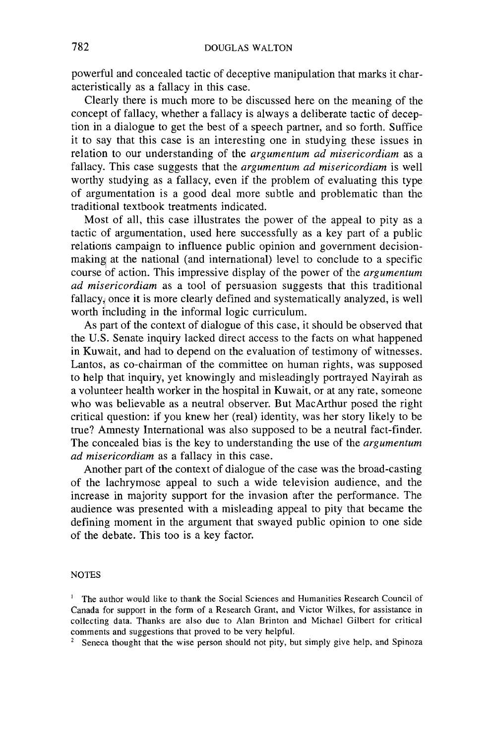powerful and concealed tactic of deceptive manipulation that marks it characteristically as a fallacy in this case.

Clearly there is much more to be discussed here on the meaning of the concept of fallacy, whether a fallacy is always a deliberate tactic of deception in a dialogue to get the best of a speech partner, and so forth. Suffice it to say that this case is an interesting one in studying these issues in relation to our understanding of the *argumentum ad misericordiam* as a fallacy. This case suggests that the *argumentum ad misericordiam* is well worthy studying as a fallacy, even if the problem of evaluating this type of argumentation is a good deal more subtle and problematic than the traditional textbook treatments indicated.

Most of all, this case illustrates the power of the appeal to pity as a tactic of argumentation, used here successfully as a key part of a public relations campaign to influence public opinion and government decision-making at the national (and international) level to conclude to a specific course of action. This impressive display of the power of the *argumentum ad misericordiam* as a tool of persuasion suggests that this traditional fallacy, once it is more clearly defined and systematically analyzed, is well worth including in the informal logic curriculum.

As part of the context of dialogue of this case, it should be observed that the U.S. Senate inquiry lacked direct access to the facts on what happened in Kuwait, and had to depend on the evaluation of testimony of witnesses. Lantos, as co-chairman of the committee on human rights, was supposed to help that inquiry, yet knowingly and misleadingly portrayed Nayirah as a volunteer health worker in the hospital in Kuwait, or at any rate, someone who was believable as a neutral observer. But MacArthur posed the right critical question: if you knew her (real) identity, was her story likely to be true? Amnesty International was also supposed to be a neutral fact-finder. The concealed bias is the key to understanding the use of the *argumentum ad misericordiam* as a fallacy in this case.

Another part of the context of dialogue of the case was the broad-casting of the lachrymose appeal to such a wide television audience, and the increase in majority support for the invasion after the performance. The audience was presented with a misleading appeal to pity that became the defining moment in the argument that swayed public opinion to one side of the debate. This too is a key factor.

## NOTES

[1] The author would like to thank the Social Sciences and Humanities Research Council of Canada for support in the form of a Research Grant, and Victor Wilkes, for assistance in collecting data. Thanks are also due to Alan Brinton and Michael Gilbert for critical comments and suggestions that proved to be very helpful.

[2] Seneca thought that the wise person should not pity, but simply give help, and Spinoza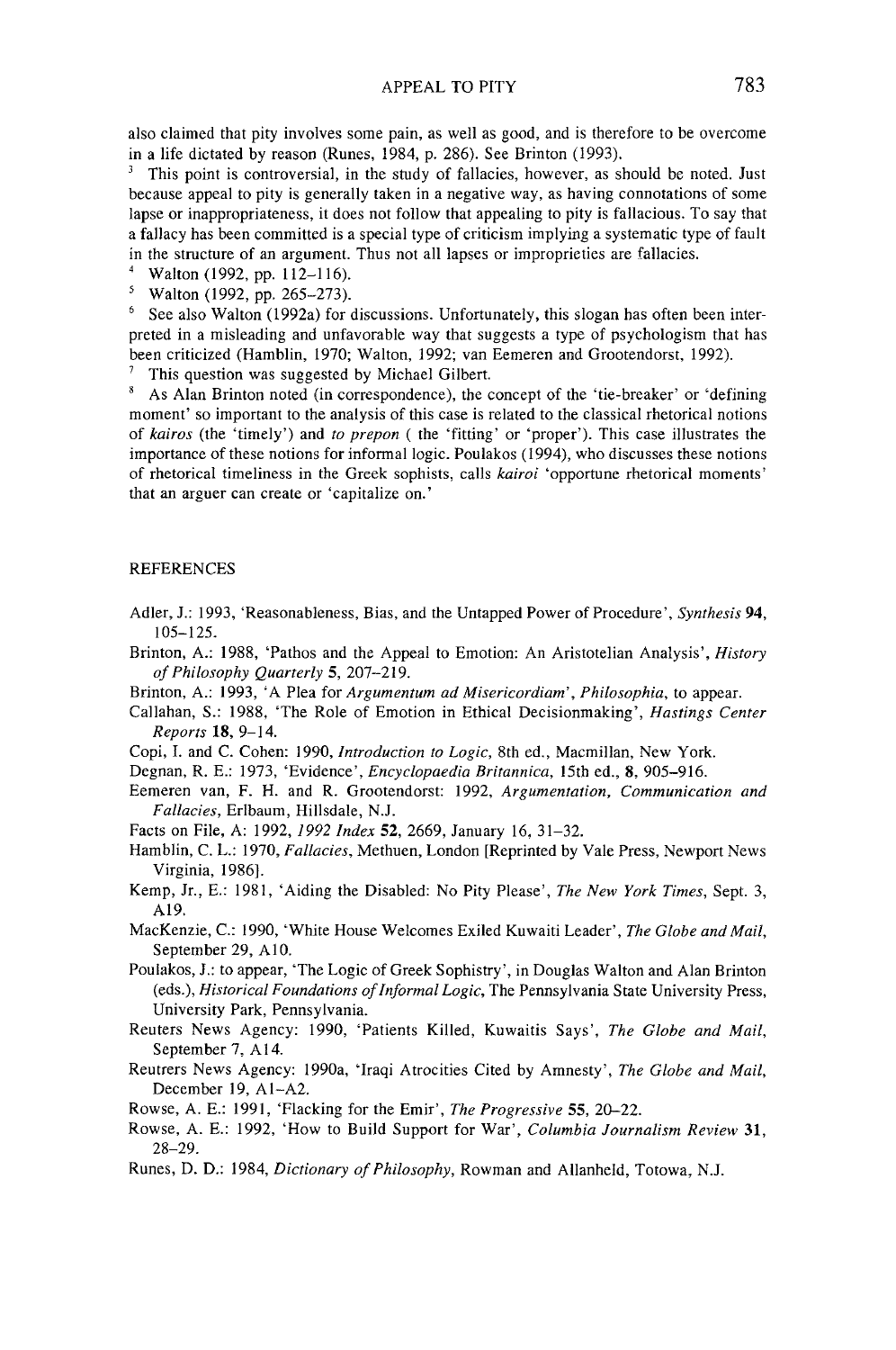also claimed that pity involves some pain, as well as good, and is therefore to be overcome in a life dictated by reason (Runes, 1984, p. 286). See Brinton (1993).

[3] This point is controversial, in the study of fallacies, however, as should be noted. Just because appeal to pity is generally taken in a negative way, as having connotations of some lapse or inappropriateness, it does not follow that appealing to pity is fallacious. To say that a fallacy has been committed is a special type of criticism implying a systematic type of fault in the structure of an argument. Thus not all lapses or improprieties are fallacies.

[4] Walton (1992, pp. 112–116).

[5] Walton (1992, pp. 265–273).

[6] See also Walton (1992a) for discussions. Unfortunately, this slogan has often been interpreted in a misleading and unfavorable way that suggests a type of psychologism that has been criticized (Hamblin, 1970; Walton, 1992; van Eemeren and Grootendorst, 1992).

[7] This question was suggested by Michael Gilbert.

[8] As Alan Brinton noted (in correspondence), the concept of the 'tie-breaker' or 'defining moment' so important to the analysis of this case is related to the classical rhetorical notions of *kairos* (the 'timely') and *to prepon* ( the 'fitting' or 'proper'). This case illustrates the importance of these notions for informal logic. Poulakos (1994), who discusses these notions of rhetorical timeliness in the Greek sophists, calls *kairoi* 'opportune rhetorical moments' that an arguer can create or 'capitalize on.'

## REFERENCES

Adler, J.: 1993, 'Reasonableness, Bias, and the Untapped Power of Procedure', *Synthesis* **94**, 105–125.

Brinton, A.: 1988, 'Pathos and the Appeal to Emotion: An Aristotelian Analysis', *History of Philosophy Quarterly* **5**, 207–219.

Brinton, A.: 1993, 'A Plea for *Argumentum ad Misericordiam*', *Philosophia*, to appear.

Callahan, S.: 1988, 'The Role of Emotion in Ethical Decisionmaking', *Hastings Center Reports* **18**, 9–14.

Copi, I. and C. Cohen: 1990, *Introduction to Logic*, 8th ed., Macmillan, New York.

Degnan, R. E.: 1973, 'Evidence', *Encyclopaedia Britannica*, 15th ed., **8**, 905–916.

Eemeren van, F. H. and R. Grootendorst: 1992, *Argumentation, Communication and Fallacies*, Erlbaum, Hillsdale, N.J.

Facts on File, A: 1992, *1992 Index* **52**, 2669, January 16, 31–32.

Hamblin, C. L.: 1970, *Fallacies*, Methuen, London [Reprinted by Vale Press, Newport News Virginia, 1986].

Kemp, Jr., E.: 1981, 'Aiding the Disabled: No Pity Please', *The New York Times*, Sept. 3, A19.

MacKenzie, C.: 1990, 'White House Welcomes Exiled Kuwaiti Leader', *The Globe and Mail*, September 29, A10.

Poulakos, J.: to appear, 'The Logic of Greek Sophistry', in Douglas Walton and Alan Brinton (eds.), *Historical Foundations of Informal Logic*, The Pennsylvania State University Press, University Park, Pennsylvania.

Reuters News Agency: 1990, 'Patients Killed, Kuwaitis Says', *The Globe and Mail*, September 7, A14.

Reutrers News Agency: 1990a, 'Iraqi Atrocities Cited by Amnesty', *The Globe and Mail*, December 19, A1–A2.

Rowse, A. E.: 1991, 'Flacking for the Emir', *The Progressive* **55**, 20–22.

Rowse, A. E.: 1992, 'How to Build Support for War', *Columbia Journalism Review* **31**, 28–29.

Runes, D. D.: 1984, *Dictionary of Philosophy*, Rowman and Allanheld, Totowa, N.J.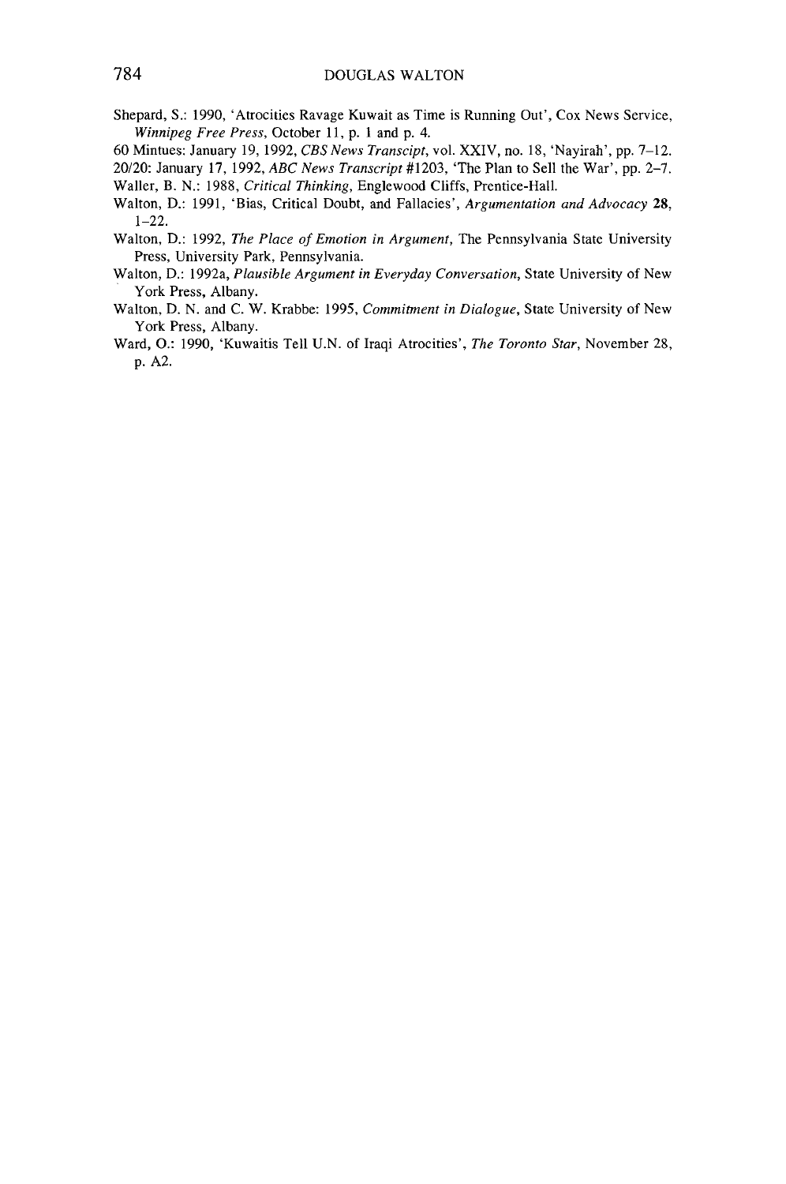Shepard, S.: 1990, 'Atrocities Ravage Kuwait as Time is Running Out', Cox News Service, *Winnipeg Free Press*, October 11, p. 1 and p. 4.

60 Mintues: January 19, 1992, *CBS News Transcipt*, vol. XXIV, no. 18, 'Nayirah', pp. 7–12.

20/20: January 17, 1992, *ABC News Transcript* #1203, 'The Plan to Sell the War', pp. 2–7.

Waller, B. N.: 1988, *Critical Thinking*, Englewood Cliffs, Prentice-Hall.

Walton, D.: 1991, 'Bias, Critical Doubt, and Fallacies', *Argumentation and Advocacy* **28**, 1–22.

Walton, D.: 1992, *The Place of Emotion in Argument*, The Pennsylvania State University Press, University Park, Pennsylvania.

Walton, D.: 1992a, *Plausible Argument in Everyday Conversation*, State University of New York Press, Albany.

Walton, D. N. and C. W. Krabbe: 1995, *Commitment in Dialogue*, State University of New York Press, Albany.

Ward, O.: 1990, 'Kuwaitis Tell U.N. of Iraqi Atrocities', *The Toronto Star*, November 28, p. A2.